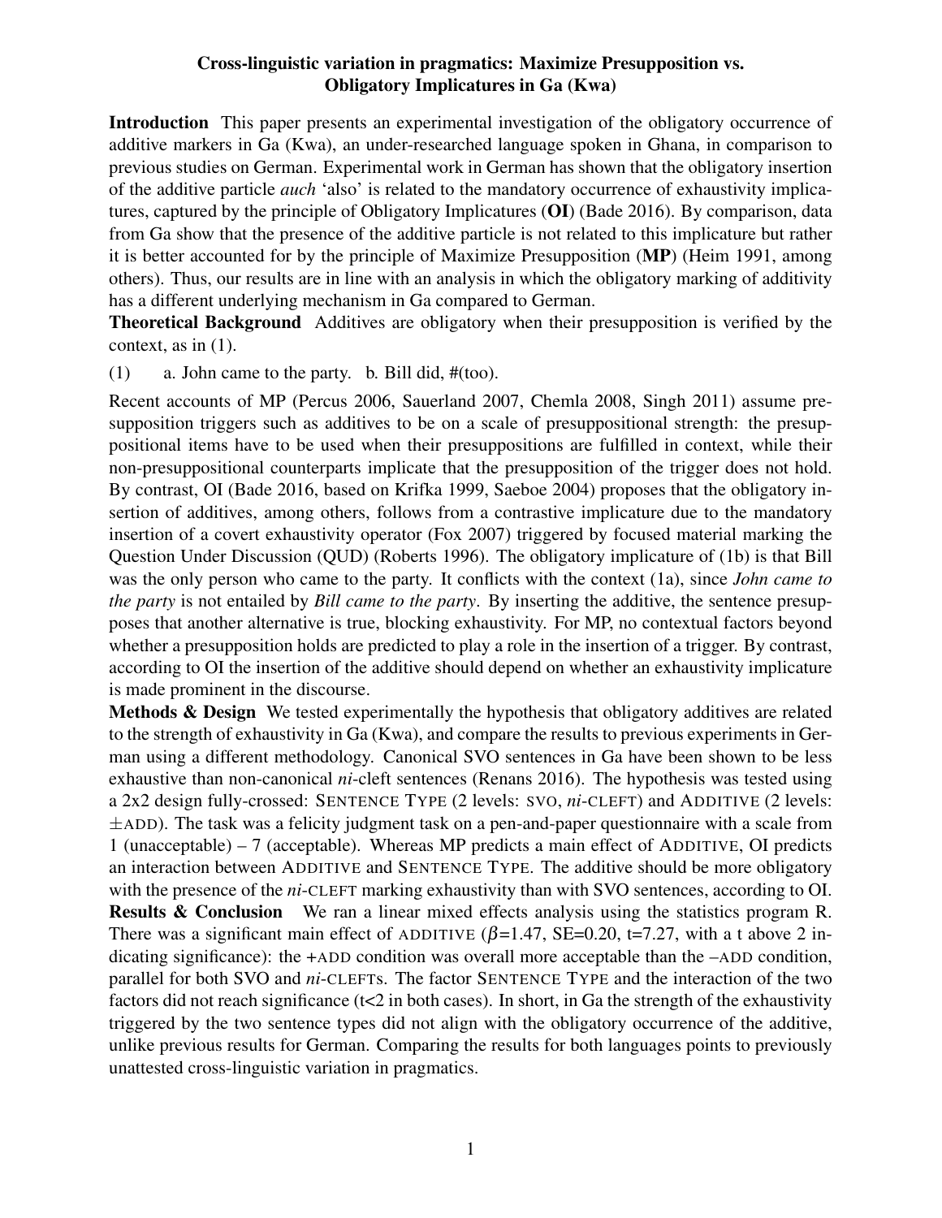# Cross-linguistic variation in pragmatics: Maximize Presupposition vs. Obligatory Implicatures in Ga (Kwa)

**Introduction** This paper presents an experimental investigation of the obligatory occurrence of additive markers in Ga (Kwa), an under-researched language spoken in Ghana, in comparison to previous studies on German. Experimental work in German has shown that the obligatory insertion of the additive particle *auch* 'also' is related to the mandatory occurrence of exhaustivity implicatures, captured by the principle of Obligatory Implicatures (**OI**) (Bade 2016). By comparison, data from Ga show that the presence of the additive particle is not related to this implicature but rather it is better accounted for by the principle of Maximize Presupposition (**MP**) (Heim 1991, among others). Thus, our results are in line with an analysis in which the obligatory marking of additivity has a different underlying mechanism in Ga compared to German.

**Theoretical Background** Additives are obligatory when their presupposition is verified by the context, as in (1).

(1) a. John came to the party. b. Bill did, #(too).

Recent accounts of MP (Percus 2006, Sauerland 2007, Chemla 2008, Singh 2011) assume presupposition triggers such as additives to be on a scale of presuppositional strength: the presuppositional items have to be used when their presuppositions are fulfilled in context, while their non-presuppositional counterparts implicate that the presupposition of the trigger does not hold. By contrast, OI (Bade 2016, based on Krifka 1999, Saeboe 2004) proposes that the obligatory insertion of additives, among others, follows from a contrastive implicature due to the mandatory insertion of a covert exhaustivity operator (Fox 2007) triggered by focused material marking the Question Under Discussion (QUD) (Roberts 1996). The obligatory implicature of (1b) is that Bill was the only person who came to the party. It conflicts with the context (1a), since *John came to the party* is not entailed by *Bill came to the party*. By inserting the additive, the sentence presupposes that another alternative is true, blocking exhaustivity. For MP, no contextual factors beyond whether a presupposition holds are predicted to play a role in the insertion of a trigger. By contrast, according to OI the insertion of the additive should depend on whether an exhaustivity implicature is made prominent in the discourse.

**Methods & Design** We tested experimentally the hypothesis that obligatory additives are related to the strength of exhaustivity in Ga (Kwa), and compare the results to previous experiments in German using a different methodology. Canonical SVO sentences in Ga have been shown to be less exhaustive than non-canonical *ni*-cleft sentences (Renans 2016). The hypothesis was tested using a 2x2 design fully-crossed: SENTENCE TYPE (2 levels: SVO, *ni*-CLEFT) and ADDITIVE (2 levels: ±ADD). The task was a felicity judgment task on a pen-and-paper questionnaire with a scale from 1 (unacceptable) – 7 (acceptable). Whereas MP predicts a main effect of ADDITIVE, OI predicts an interaction between ADDITIVE and SENTENCE TYPE. The additive should be more obligatory with the presence of the *ni*-CLEFT marking exhaustivity than with SVO sentences, according to OI.

**Results & Conclusion** We ran a linear mixed effects analysis using the statistics program R. There was a significant main effect of ADDITIVE ($\beta$=1.47, SE=0.20, t=7.27, with a t above 2 indicating significance): the +ADD condition was overall more acceptable than the –ADD condition, parallel for both SVO and *ni*-CLEFTs. The factor SENTENCE TYPE and the interaction of the two factors did not reach significance (t<2 in both cases). In short, in Ga the strength of the exhaustivity triggered by the two sentence types did not align with the obligatory occurrence of the additive, unlike previous results for German. Comparing the results for both languages points to previously unattested cross-linguistic variation in pragmatics.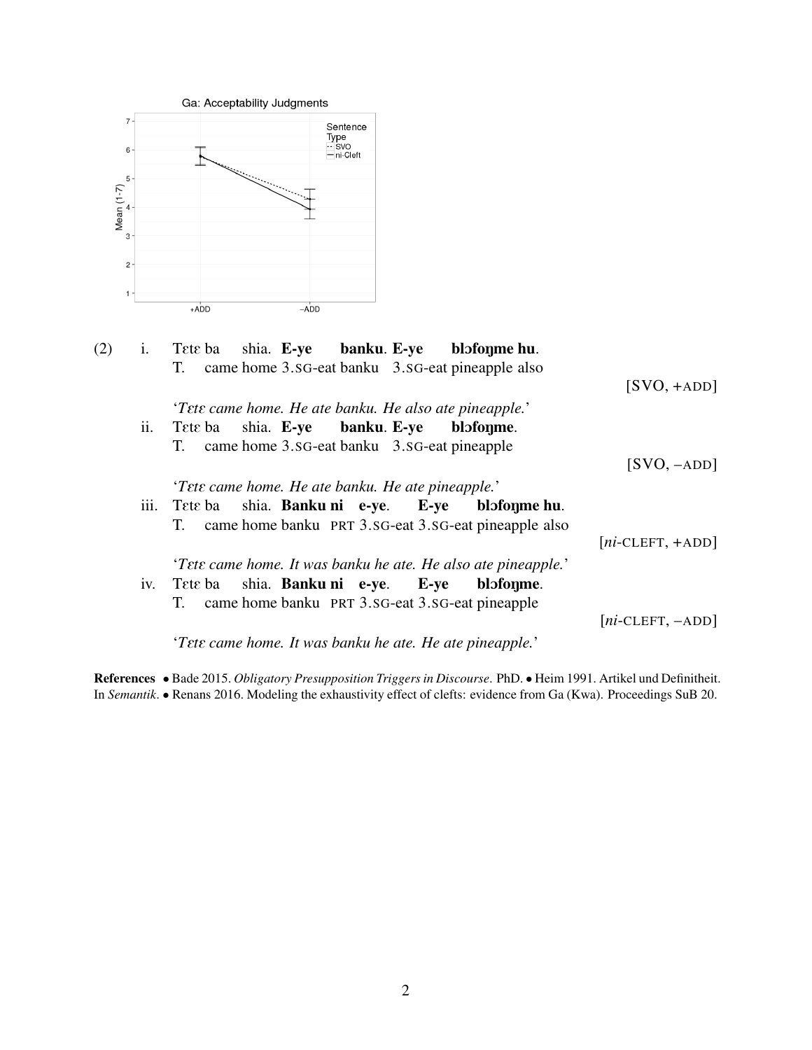Ga: Acceptability Judgments

Mean (1-7)

7
6
5
4
3
2
1

+ADD
−ADD

Sentence Type
SVO
ni-Cleft

(2) i. Tɛtɛ ba shia. **E-ye banku**. **E-ye blɔfoŋme hu**.
T. came home 3.SG-eat banku 3.SG-eat pineapple also

[SVO, +ADD]

'*Tɛtɛ came home. He ate banku. He also ate pineapple.*'

ii. Tɛtɛ ba shia. **E-ye banku**. **E-ye blɔfoŋme**.
T. came home 3.SG-eat banku 3.SG-eat pineapple

[SVO, −ADD]

'*Tɛtɛ came home. He ate banku. He ate pineapple.*'

iii. Tɛtɛ ba shia. **Banku ni e-ye**. **E-ye blɔfoŋme hu**.
T. came home banku PRT 3.SG-eat 3.SG-eat pineapple also

[*ni*-CLEFT, +ADD]

'*Tɛtɛ came home. It was banku he ate. He also ate pineapple.*'

iv. Tɛtɛ ba shia. **Banku ni e-ye**. **E-ye blɔfoŋme**.
T. came home banku PRT 3.SG-eat 3.SG-eat pineapple

[*ni*-CLEFT, −ADD]

'*Tɛtɛ came home. It was banku he ate. He ate pineapple.*'

**References** • Bade 2015. *Obligatory Presupposition Triggers in Discourse*. PhD. • Heim 1991. Artikel und Definitheit. In *Semantik*. • Renans 2016. Modeling the exhaustivity effect of clefts: evidence from Ga (Kwa). Proceedings SuB 20.